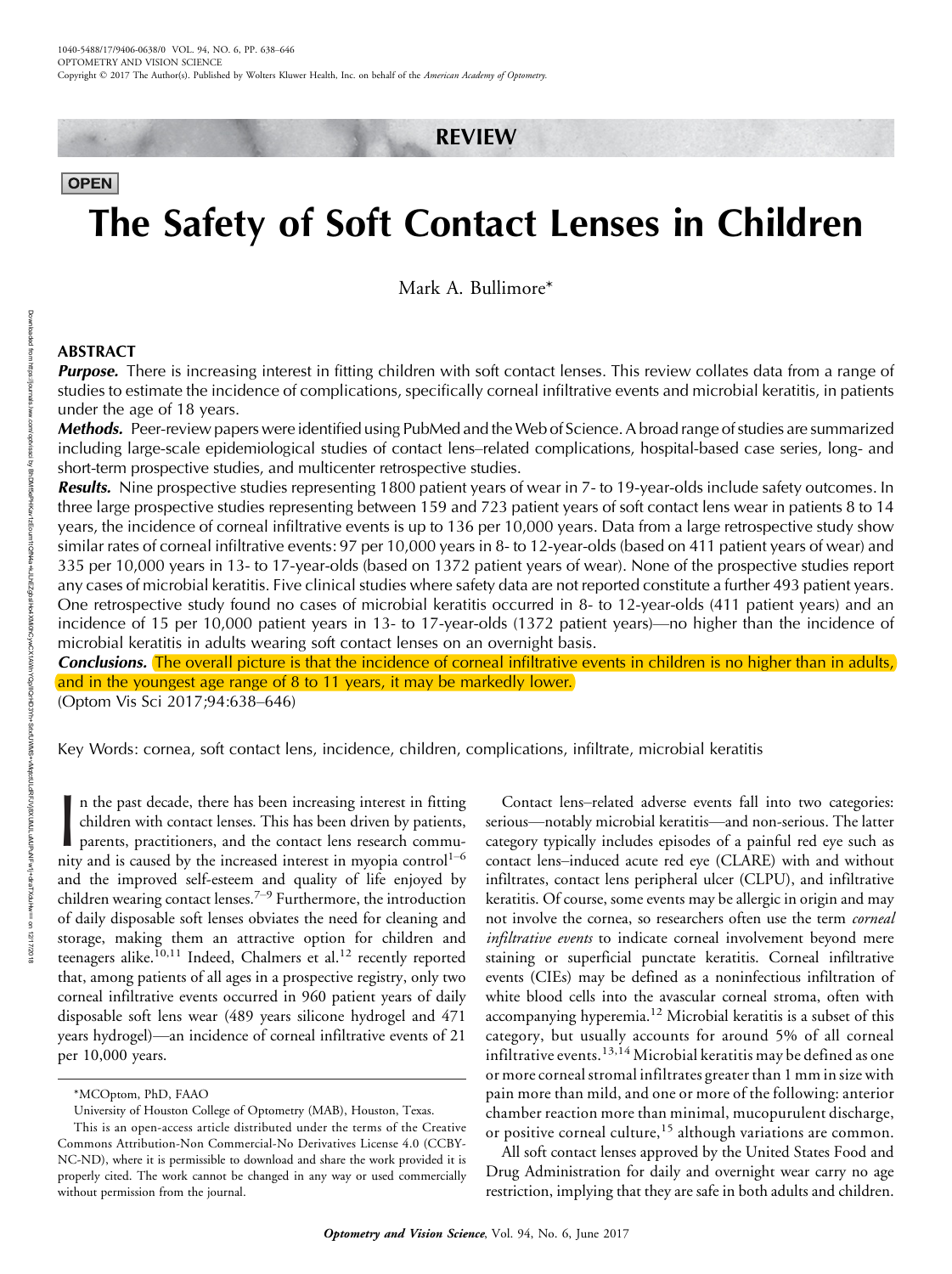REVIEW

OPEN

# The Safety of Soft Contact Lenses in Children

Mark A. Bullimore*

## ABSTRACT

***Purpose.*** There is increasing interest in fitting children with soft contact lenses. This review collates data from a range of studies to estimate the incidence of complications, specifically corneal infiltrative events and microbial keratitis, in patients under the age of 18 years.

***Methods.*** Peer-review papers were identified using PubMed and the Web of Science. A broad range of studies are summarized including large-scale epidemiological studies of contact lens–related complications, hospital-based case series, long- and short-term prospective studies, and multicenter retrospective studies.

***Results.*** Nine prospective studies representing 1800 patient years of wear in 7- to 19-year-olds include safety outcomes. In three large prospective studies representing between 159 and 723 patient years of soft contact lens wear in patients 8 to 14 years, the incidence of corneal infiltrative events is up to 136 per 10,000 years. Data from a large retrospective study show similar rates of corneal infiltrative events: 97 per 10,000 years in 8- to 12-year-olds (based on 411 patient years of wear) and 335 per 10,000 years in 13- to 17-year-olds (based on 1372 patient years of wear). None of the prospective studies report any cases of microbial keratitis. Five clinical studies where safety data are not reported constitute a further 493 patient years. One retrospective study found no cases of microbial keratitis occurred in 8- to 12-year-olds (411 patient years) and an incidence of 15 per 10,000 patient years in 13- to 17-year-olds (1372 patient years)—no higher than the incidence of microbial keratitis in adults wearing soft contact lenses on an overnight basis.

***Conclusions.*** The overall picture is that the incidence of corneal infiltrative events in children is no higher than in adults, and in the youngest age range of 8 to 11 years, it may be markedly lower.

(Optom Vis Sci 2017;94:638–646)

Key Words: cornea, soft contact lens, incidence, children, complications, infiltrate, microbial keratitis

In the past decade, there has been increasing interest in fitting children with contact lenses. This has been driven by patients, parents, practitioners, and the contact lens research community and is caused by the increased interest in myopia control[1–6] and the improved self-esteem and quality of life enjoyed by children wearing contact lenses.[7–9] Furthermore, the introduction of daily disposable soft lenses obviates the need for cleaning and storage, making them an attractive option for children and teenagers alike.[10,11] Indeed, Chalmers et al.[12] recently reported that, among patients of all ages in a prospective registry, only two corneal infiltrative events occurred in 960 patient years of daily disposable soft lens wear (489 years silicone hydrogel and 471 years hydrogel)—an incidence of corneal infiltrative events of 21 per 10,000 years.

Contact lens–related adverse events fall into two categories: serious—notably microbial keratitis—and non-serious. The latter category typically includes episodes of a painful red eye such as contact lens–induced acute red eye (CLARE) with and without infiltrates, contact lens peripheral ulcer (CLPU), and infiltrative keratitis. Of course, some events may be allergic in origin and may not involve the cornea, so researchers often use the term *corneal infiltrative events* to indicate corneal involvement beyond mere staining or superficial punctate keratitis. Corneal infiltrative events (CIEs) may be defined as a noninfectious infiltration of white blood cells into the avascular corneal stroma, often with accompanying hyperemia.[12] Microbial keratitis is a subset of this category, but usually accounts for around 5% of all corneal infiltrative events.[13,14] Microbial keratitis may be defined as one or more corneal stromal infiltrates greater than 1 mm in size with pain more than mild, and one or more of the following: anterior chamber reaction more than minimal, mucopurulent discharge, or positive corneal culture,[15] although variations are common.

All soft contact lenses approved by the United States Food and Drug Administration for daily and overnight wear carry no age restriction, implying that they are safe in both adults and children.

*MCOptom, PhD, FAAO

University of Houston College of Optometry (MAB), Houston, Texas.

This is an open-access article distributed under the terms of the Creative Commons Attribution-Non Commercial-No Derivatives License 4.0 (CCBY-NC-ND), where it is permissible to download and share the work provided it is properly cited. The work cannot be changed in any way or used commercially without permission from the journal.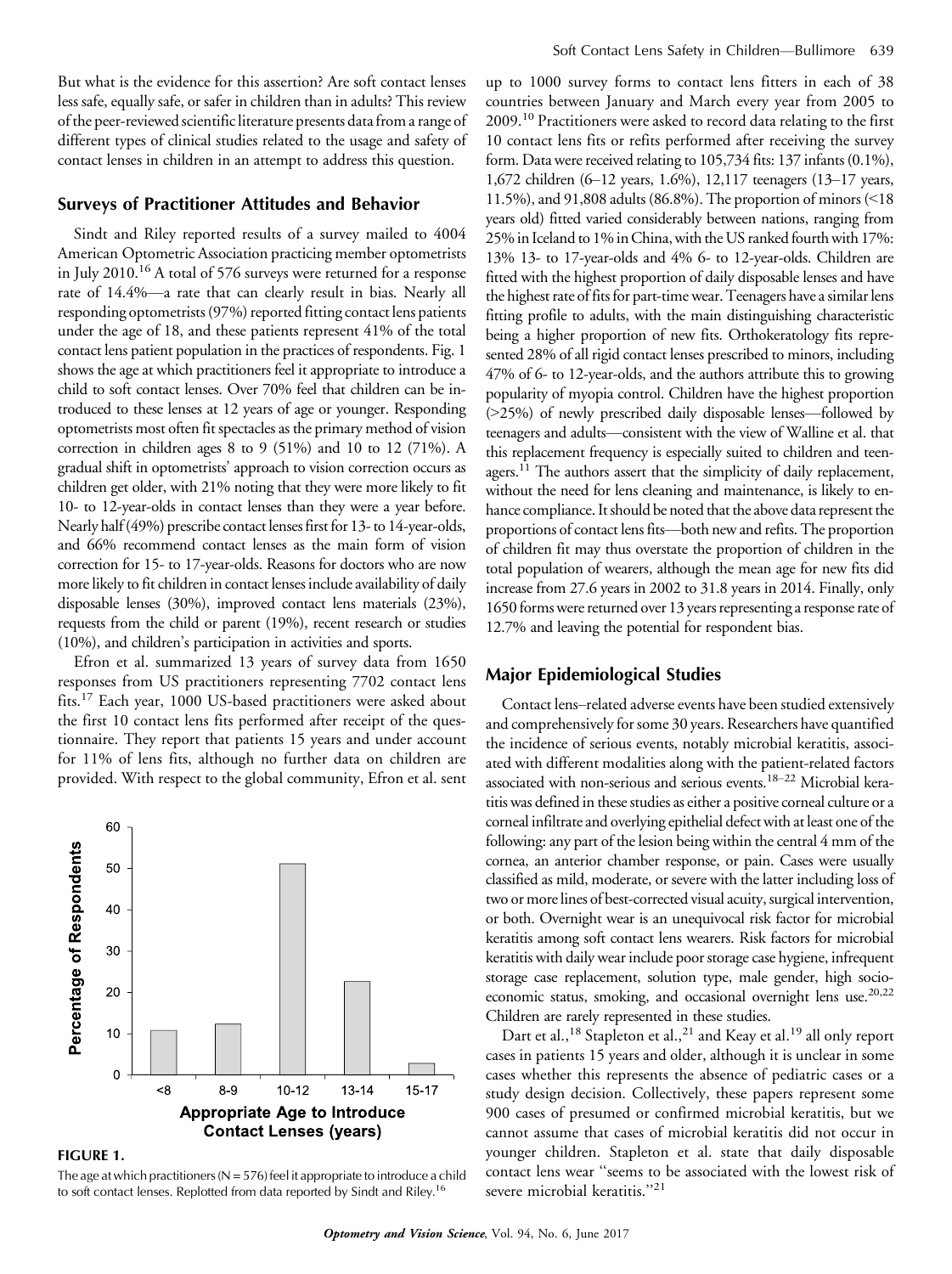But what is the evidence for this assertion? Are soft contact lenses less safe, equally safe, or safer in children than in adults? This review of the peer-reviewed scientific literature presents data from a range of different types of clinical studies related to the usage and safety of contact lenses in children in an attempt to address this question.

## Surveys of Practitioner Attitudes and Behavior

Sindt and Riley reported results of a survey mailed to 4004 American Optometric Association practicing member optometrists in July 2010.[16] A total of 576 surveys were returned for a response rate of 14.4%—a rate that can clearly result in bias. Nearly all responding optometrists (97%) reported fitting contact lens patients under the age of 18, and these patients represent 41% of the total contact lens patient population in the practices of respondents. Fig. 1 shows the age at which practitioners feel it appropriate to introduce a child to soft contact lenses. Over 70% feel that children can be introduced to these lenses at 12 years of age or younger. Responding optometrists most often fit spectacles as the primary method of vision correction in children ages 8 to 9 (51%) and 10 to 12 (71%). A gradual shift in optometrists' approach to vision correction occurs as children get older, with 21% noting that they were more likely to fit 10- to 12-year-olds in contact lenses than they were a year before. Nearly half (49%) prescribe contact lenses first for 13- to 14-year-olds, and 66% recommend contact lenses as the main form of vision correction for 15- to 17-year-olds. Reasons for doctors who are now more likely to fit children in contact lenses include availability of daily disposable lenses (30%), improved contact lens materials (23%), requests from the child or parent (19%), recent research or studies (10%), and children's participation in activities and sports.

Efron et al. summarized 13 years of survey data from 1650 responses from US practitioners representing 7702 contact lens fits.[17] Each year, 1000 US-based practitioners were asked about the first 10 contact lens fits performed after receipt of the questionnaire. They report that patients 15 years and under account for 11% of lens fits, although no further data on children are provided. With respect to the global community, Efron et al. sent up to 1000 survey forms to contact lens fitters in each of 38 countries between January and March every year from 2005 to 2009.[10] Practitioners were asked to record data relating to the first 10 contact lens fits or refits performed after receiving the survey form. Data were received relating to 105,734 fits: 137 infants (0.1%), 1,672 children (6–12 years, 1.6%), 12,117 teenagers (13–17 years, 11.5%), and 91,808 adults (86.8%). The proportion of minors (<18 years old) fitted varied considerably between nations, ranging from 25% in Iceland to 1% in China, with the US ranked fourth with 17%: 13% 13- to 17-year-olds and 4% 6- to 12-year-olds. Children are fitted with the highest proportion of daily disposable lenses and have the highest rate of fits for part-time wear. Teenagers have a similar lens fitting profile to adults, with the main distinguishing characteristic being a higher proportion of new fits. Orthokeratology fits represented 28% of all rigid contact lenses prescribed to minors, including 47% of 6- to 12-year-olds, and the authors attribute this to growing popularity of myopia control. Children have the highest proportion (>25%) of newly prescribed daily disposable lenses—followed by teenagers and adults—consistent with the view of Walline et al. that this replacement frequency is especially suited to children and teenagers.[11] The authors assert that the simplicity of daily replacement, without the need for lens cleaning and maintenance, is likely to enhance compliance. It should be noted that the above data represent the proportions of contact lens fits—both new and refits. The proportion of children fit may thus overstate the proportion of children in the total population of wearers, although the mean age for new fits did increase from 27.6 years in 2002 to 31.8 years in 2014. Finally, only 1650 forms were returned over 13 years representing a response rate of 12.7% and leaving the potential for respondent bias.

**FIGURE 1.**

The age at which practitioners (N = 576) feel it appropriate to introduce a child to soft contact lenses. Replotted from data reported by Sindt and Riley.[16]

## Major Epidemiological Studies

Contact lens–related adverse events have been studied extensively and comprehensively for some 30 years. Researchers have quantified the incidence of serious events, notably microbial keratitis, associated with different modalities along with the patient-related factors associated with non-serious and serious events.[18–22] Microbial keratitis was defined in these studies as either a positive corneal culture or a corneal infiltrate and overlying epithelial defect with at least one of the following: any part of the lesion being within the central 4 mm of the cornea, an anterior chamber response, or pain. Cases were usually classified as mild, moderate, or severe with the latter including loss of two or more lines of best-corrected visual acuity, surgical intervention, or both. Overnight wear is an unequivocal risk factor for microbial keratitis among soft contact lens wearers. Risk factors for microbial keratitis with daily wear include poor storage case hygiene, infrequent storage case replacement, solution type, male gender, high socioeconomic status, smoking, and occasional overnight lens use.[20,22] Children are rarely represented in these studies.

Dart et al.,[18] Stapleton et al.,[21] and Keay et al.[19] all only report cases in patients 15 years and older, although it is unclear in some cases whether this represents the absence of pediatric cases or a study design decision. Collectively, these papers represent some 900 cases of presumed or confirmed microbial keratitis, but we cannot assume that cases of microbial keratitis did not occur in younger children. Stapleton et al. state that daily disposable contact lens wear "seems to be associated with the lowest risk of severe microbial keratitis."[21]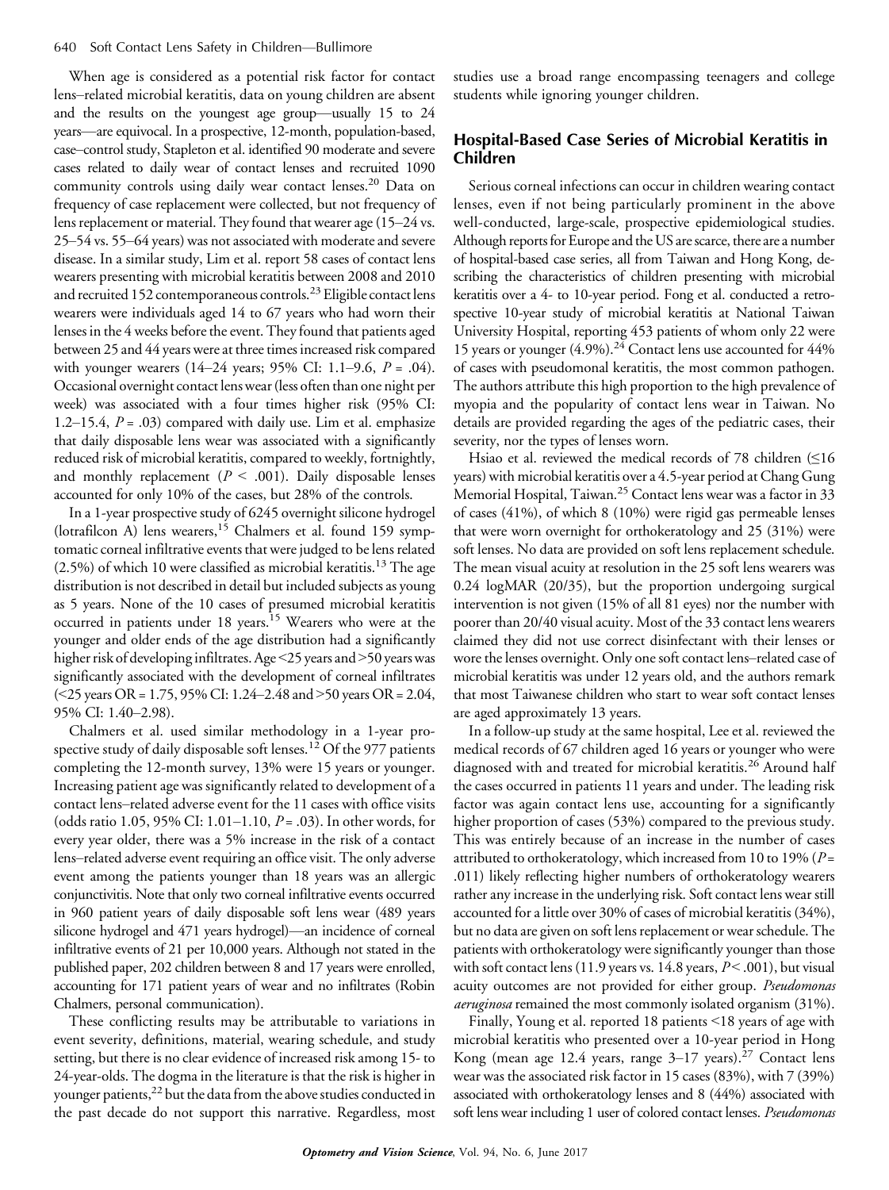When age is considered as a potential risk factor for contact lens–related microbial keratitis, data on young children are absent and the results on the youngest age group—usually 15 to 24 years—are equivocal. In a prospective, 12-month, population-based, case–control study, Stapleton et al. identified 90 moderate and severe cases related to daily wear of contact lenses and recruited 1090 community controls using daily wear contact lenses.[20] Data on frequency of case replacement were collected, but not frequency of lens replacement or material. They found that wearer age (15–24 vs. 25–54 vs. 55–64 years) was not associated with moderate and severe disease. In a similar study, Lim et al. report 58 cases of contact lens wearers presenting with microbial keratitis between 2008 and 2010 and recruited 152 contemporaneous controls.[23] Eligible contact lens wearers were individuals aged 14 to 67 years who had worn their lenses in the 4 weeks before the event. They found that patients aged between 25 and 44 years were at three times increased risk compared with younger wearers (14–24 years; 95% CI: 1.1–9.6, $P = .04$). Occasional overnight contact lens wear (less often than one night per week) was associated with a four times higher risk (95% CI: 1.2–15.4, $P = .03$) compared with daily use. Lim et al. emphasize that daily disposable lens wear was associated with a significantly reduced risk of microbial keratitis, compared to weekly, fortnightly, and monthly replacement ($P < .001$). Daily disposable lenses accounted for only 10% of the cases, but 28% of the controls.

In a 1-year prospective study of 6245 overnight silicone hydrogel (lotrafilcon A) lens wearers,[15] Chalmers et al. found 159 symptomatic corneal infiltrative events that were judged to be lens related (2.5%) of which 10 were classified as microbial keratitis.[13] The age distribution is not described in detail but included subjects as young as 5 years. None of the 10 cases of presumed microbial keratitis occurred in patients under 18 years.[15] Wearers who were at the younger and older ends of the age distribution had a significantly higher risk of developing infiltrates. Age <25 years and >50 years was significantly associated with the development of corneal infiltrates (<25 years OR = 1.75, 95% CI: 1.24–2.48 and >50 years OR = 2.04, 95% CI: 1.40–2.98).

Chalmers et al. used similar methodology in a 1-year prospective study of daily disposable soft lenses.[12] Of the 977 patients completing the 12-month survey, 13% were 15 years or younger. Increasing patient age was significantly related to development of a contact lens–related adverse event for the 11 cases with office visits (odds ratio 1.05, 95% CI: 1.01–1.10, $P = .03$). In other words, for every year older, there was a 5% increase in the risk of a contact lens–related adverse event requiring an office visit. The only adverse event among the patients younger than 18 years was an allergic conjunctivitis. Note that only two corneal infiltrative events occurred in 960 patient years of daily disposable soft lens wear (489 years silicone hydrogel and 471 years hydrogel)—an incidence of corneal infiltrative events of 21 per 10,000 years. Although not stated in the published paper, 202 children between 8 and 17 years were enrolled, accounting for 171 patient years of wear and no infiltrates (Robin Chalmers, personal communication).

These conflicting results may be attributable to variations in event severity, definitions, material, wearing schedule, and study setting, but there is no clear evidence of increased risk among 15- to 24-year-olds. The dogma in the literature is that the risk is higher in younger patients,[22] but the data from the above studies conducted in the past decade do not support this narrative. Regardless, most studies use a broad range encompassing teenagers and college students while ignoring younger children.

## Hospital-Based Case Series of Microbial Keratitis in Children

Serious corneal infections can occur in children wearing contact lenses, even if not being particularly prominent in the above well-conducted, large-scale, prospective epidemiological studies. Although reports for Europe and the US are scarce, there are a number of hospital-based case series, all from Taiwan and Hong Kong, describing the characteristics of children presenting with microbial keratitis over a 4- to 10-year period. Fong et al. conducted a retrospective 10-year study of microbial keratitis at National Taiwan University Hospital, reporting 453 patients of whom only 22 were 15 years or younger (4.9%).[24] Contact lens use accounted for 44% of cases with pseudomonal keratitis, the most common pathogen. The authors attribute this high proportion to the high prevalence of myopia and the popularity of contact lens wear in Taiwan. No details are provided regarding the ages of the pediatric cases, their severity, nor the types of lenses worn.

Hsiao et al. reviewed the medical records of 78 children (≤16 years) with microbial keratitis over a 4.5-year period at Chang Gung Memorial Hospital, Taiwan.[25] Contact lens wear was a factor in 33 of cases (41%), of which 8 (10%) were rigid gas permeable lenses that were worn overnight for orthokeratology and 25 (31%) were soft lenses. No data are provided on soft lens replacement schedule. The mean visual acuity at resolution in the 25 soft lens wearers was 0.24 logMAR (20/35), but the proportion undergoing surgical intervention is not given (15% of all 81 eyes) nor the number with poorer than 20/40 visual acuity. Most of the 33 contact lens wearers claimed they did not use correct disinfectant with their lenses or wore the lenses overnight. Only one soft contact lens–related case of microbial keratitis was under 12 years old, and the authors remark that most Taiwanese children who start to wear soft contact lenses are aged approximately 13 years.

In a follow-up study at the same hospital, Lee et al. reviewed the medical records of 67 children aged 16 years or younger who were diagnosed with and treated for microbial keratitis.[26] Around half the cases occurred in patients 11 years and under. The leading risk factor was again contact lens use, accounting for a significantly higher proportion of cases (53%) compared to the previous study. This was entirely because of an increase in the number of cases attributed to orthokeratology, which increased from 10 to 19% ($P = .011$) likely reflecting higher numbers of orthokeratology wearers rather any increase in the underlying risk. Soft contact lens wear still accounted for a little over 30% of cases of microbial keratitis (34%), but no data are given on soft lens replacement or wear schedule. The patients with orthokeratology were significantly younger than those with soft contact lens (11.9 years vs. 14.8 years, $P < .001$), but visual acuity outcomes are not provided for either group. *Pseudomonas aeruginosa* remained the most commonly isolated organism (31%).

Finally, Young et al. reported 18 patients <18 years of age with microbial keratitis who presented over a 10-year period in Hong Kong (mean age 12.4 years, range 3–17 years).[27] Contact lens wear was the associated risk factor in 15 cases (83%), with 7 (39%) associated with orthokeratology lenses and 8 (44%) associated with soft lens wear including 1 user of colored contact lenses. *Pseudomonas*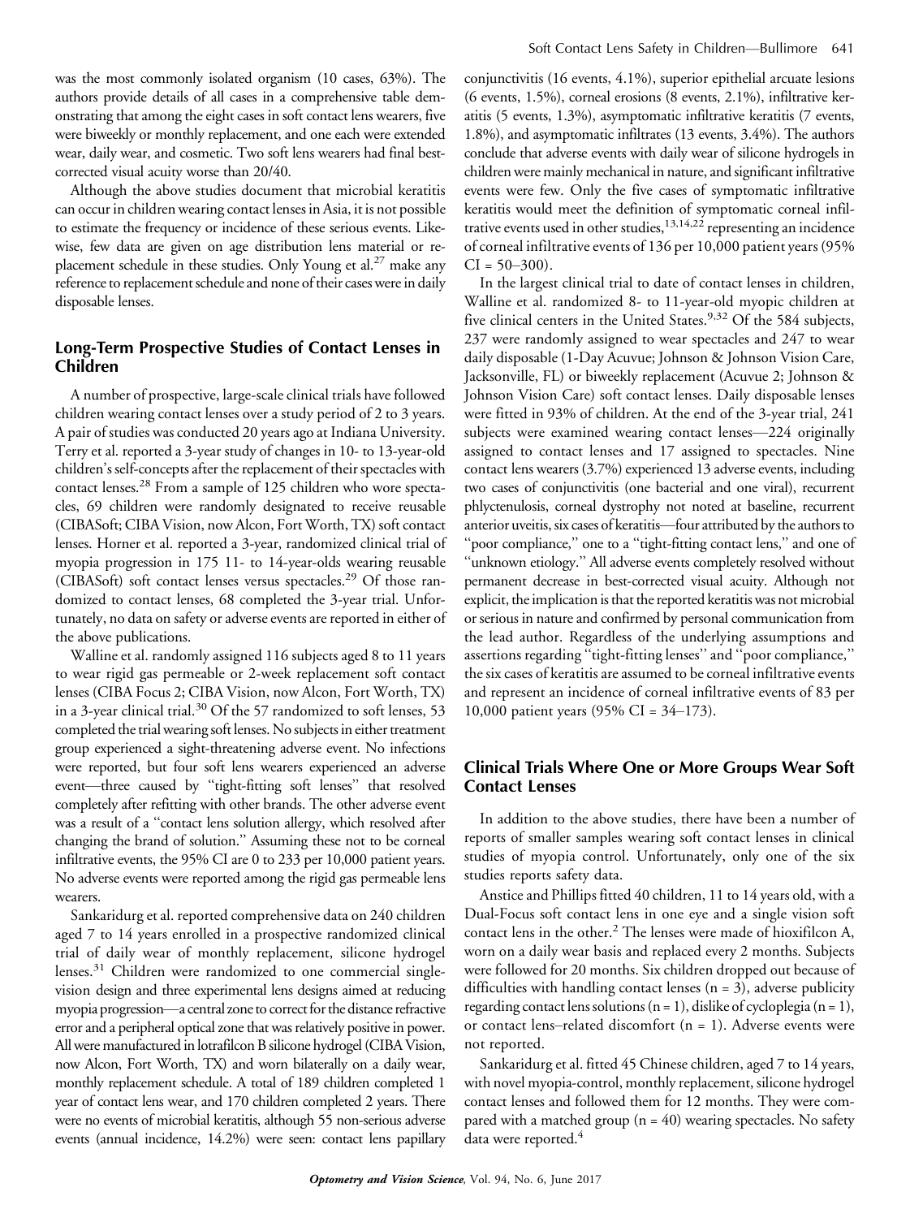was the most commonly isolated organism (10 cases, 63%). The authors provide details of all cases in a comprehensive table demonstrating that among the eight cases in soft contact lens wearers, five were biweekly or monthly replacement, and one each were extended wear, daily wear, and cosmetic. Two soft lens wearers had final best-corrected visual acuity worse than 20/40.

Although the above studies document that microbial keratitis can occur in children wearing contact lenses in Asia, it is not possible to estimate the frequency or incidence of these serious events. Likewise, few data are given on age distribution lens material or replacement schedule in these studies. Only Young et al.[27] make any reference to replacement schedule and none of their cases were in daily disposable lenses.

## Long-Term Prospective Studies of Contact Lenses in Children

A number of prospective, large-scale clinical trials have followed children wearing contact lenses over a study period of 2 to 3 years. A pair of studies was conducted 20 years ago at Indiana University. Terry et al. reported a 3-year study of changes in 10- to 13-year-old children's self-concepts after the replacement of their spectacles with contact lenses.[28] From a sample of 125 children who wore spectacles, 69 children were randomly designated to receive reusable (CIBASoft; CIBA Vision, now Alcon, Fort Worth, TX) soft contact lenses. Horner et al. reported a 3-year, randomized clinical trial of myopia progression in 175 11- to 14-year-olds wearing reusable (CIBASoft) soft contact lenses versus spectacles.[29] Of those randomized to contact lenses, 68 completed the 3-year trial. Unfortunately, no data on safety or adverse events are reported in either of the above publications.

Walline et al. randomly assigned 116 subjects aged 8 to 11 years to wear rigid gas permeable or 2-week replacement soft contact lenses (CIBA Focus 2; CIBA Vision, now Alcon, Fort Worth, TX) in a 3-year clinical trial.[30] Of the 57 randomized to soft lenses, 53 completed the trial wearing soft lenses. No subjects in either treatment group experienced a sight-threatening adverse event. No infections were reported, but four soft lens wearers experienced an adverse event—three caused by "tight-fitting soft lenses" that resolved completely after refitting with other brands. The other adverse event was a result of a "contact lens solution allergy, which resolved after changing the brand of solution." Assuming these not to be corneal infiltrative events, the 95% CI are 0 to 233 per 10,000 patient years. No adverse events were reported among the rigid gas permeable lens wearers.

Sankaridurg et al. reported comprehensive data on 240 children aged 7 to 14 years enrolled in a prospective randomized clinical trial of daily wear of monthly replacement, silicone hydrogel lenses.[31] Children were randomized to one commercial single-vision design and three experimental lens designs aimed at reducing myopia progression—a central zone to correct for the distance refractive error and a peripheral optical zone that was relatively positive in power. All were manufactured in lotrafilcon B silicone hydrogel (CIBA Vision, now Alcon, Fort Worth, TX) and worn bilaterally on a daily wear, monthly replacement schedule. A total of 189 children completed 1 year of contact lens wear, and 170 children completed 2 years. There were no events of microbial keratitis, although 55 non-serious adverse events (annual incidence, 14.2%) were seen: contact lens papillary conjunctivitis (16 events, 4.1%), superior epithelial arcuate lesions (6 events, 1.5%), corneal erosions (8 events, 2.1%), infiltrative keratitis (5 events, 1.3%), asymptomatic infiltrative keratitis (7 events, 1.8%), and asymptomatic infiltrates (13 events, 3.4%). The authors conclude that adverse events with daily wear of silicone hydrogels in children were mainly mechanical in nature, and significant infiltrative events were few. Only the five cases of symptomatic infiltrative keratitis would meet the definition of symptomatic corneal infiltrative events used in other studies,[13,14,22] representing an incidence of corneal infiltrative events of 136 per 10,000 patient years (95% CI = 50–300).

In the largest clinical trial to date of contact lenses in children, Walline et al. randomized 8- to 11-year-old myopic children at five clinical centers in the United States.[9,32] Of the 584 subjects, 237 were randomly assigned to wear spectacles and 247 to wear daily disposable (1-Day Acuvue; Johnson & Johnson Vision Care, Jacksonville, FL) or biweekly replacement (Acuvue 2; Johnson & Johnson Vision Care) soft contact lenses. Daily disposable lenses were fitted in 93% of children. At the end of the 3-year trial, 241 subjects were examined wearing contact lenses—224 originally assigned to contact lenses and 17 assigned to spectacles. Nine contact lens wearers (3.7%) experienced 13 adverse events, including two cases of conjunctivitis (one bacterial and one viral), recurrent phlyctenulosis, corneal dystrophy not noted at baseline, recurrent anterior uveitis, six cases of keratitis—four attributed by the authors to "poor compliance," one to a "tight-fitting contact lens," and one of "unknown etiology." All adverse events completely resolved without permanent decrease in best-corrected visual acuity. Although not explicit, the implication is that the reported keratitis was not microbial or serious in nature and confirmed by personal communication from the lead author. Regardless of the underlying assumptions and assertions regarding "tight-fitting lenses" and "poor compliance," the six cases of keratitis are assumed to be corneal infiltrative events and represent an incidence of corneal infiltrative events of 83 per 10,000 patient years (95% CI = 34–173).

## Clinical Trials Where One or More Groups Wear Soft Contact Lenses

In addition to the above studies, there have been a number of reports of smaller samples wearing soft contact lenses in clinical studies of myopia control. Unfortunately, only one of the six studies reports safety data.

Anstice and Phillips fitted 40 children, 11 to 14 years old, with a Dual-Focus soft contact lens in one eye and a single vision soft contact lens in the other.[2] The lenses were made of hioxifilcon A, worn on a daily wear basis and replaced every 2 months. Subjects were followed for 20 months. Six children dropped out because of difficulties with handling contact lenses (n = 3), adverse publicity regarding contact lens solutions (n = 1), dislike of cycloplegia (n = 1), or contact lens–related discomfort (n = 1). Adverse events were not reported.

Sankaridurg et al. fitted 45 Chinese children, aged 7 to 14 years, with novel myopia-control, monthly replacement, silicone hydrogel contact lenses and followed them for 12 months. They were compared with a matched group (n = 40) wearing spectacles. No safety data were reported.[4]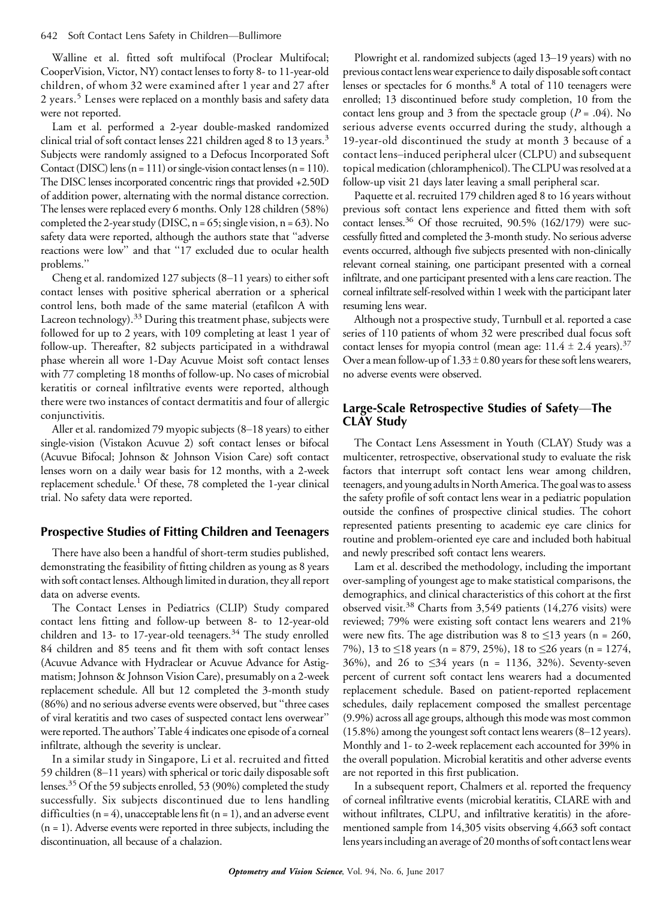Walline et al. fitted soft multifocal (Proclear Multifocal; CooperVision, Victor, NY) contact lenses to forty 8- to 11-year-old children, of whom 32 were examined after 1 year and 27 after 2 years.[5] Lenses were replaced on a monthly basis and safety data were not reported.

Lam et al. performed a 2-year double-masked randomized clinical trial of soft contact lenses 221 children aged 8 to 13 years.[3] Subjects were randomly assigned to a Defocus Incorporated Soft Contact (DISC) lens (n = 111) or single-vision contact lenses (n = 110). The DISC lenses incorporated concentric rings that provided +2.50D of addition power, alternating with the normal distance correction. The lenses were replaced every 6 months. Only 128 children (58%) completed the 2-year study (DISC, n = 65; single vision, n = 63). No safety data were reported, although the authors state that "adverse reactions were low" and that "17 excluded due to ocular health problems."

Cheng et al. randomized 127 subjects (8–11 years) to either soft contact lenses with positive spherical aberration or a spherical control lens, both made of the same material (etafilcon A with Lacreon technology).[33] During this treatment phase, subjects were followed for up to 2 years, with 109 completing at least 1 year of follow-up. Thereafter, 82 subjects participated in a withdrawal phase wherein all wore 1-Day Acuvue Moist soft contact lenses with 77 completing 18 months of follow-up. No cases of microbial keratitis or corneal infiltrative events were reported, although there were two instances of contact dermatitis and four of allergic conjunctivitis.

Aller et al. randomized 79 myopic subjects (8–18 years) to either single-vision (Vistakon Acuvue 2) soft contact lenses or bifocal (Acuvue Bifocal; Johnson & Johnson Vision Care) soft contact lenses worn on a daily wear basis for 12 months, with a 2-week replacement schedule.[1] Of these, 78 completed the 1-year clinical trial. No safety data were reported.

## Prospective Studies of Fitting Children and Teenagers

There have also been a handful of short-term studies published, demonstrating the feasibility of fitting children as young as 8 years with soft contact lenses. Although limited in duration, they all report data on adverse events.

The Contact Lenses in Pediatrics (CLIP) Study compared contact lens fitting and follow-up between 8- to 12-year-old children and 13- to 17-year-old teenagers.[34] The study enrolled 84 children and 85 teens and fit them with soft contact lenses (Acuvue Advance with Hydraclear or Acuvue Advance for Astigmatism; Johnson & Johnson Vision Care), presumably on a 2-week replacement schedule. All but 12 completed the 3-month study (86%) and no serious adverse events were observed, but "three cases of viral keratitis and two cases of suspected contact lens overwear" were reported. The authors' Table 4 indicates one episode of a corneal infiltrate, although the severity is unclear.

In a similar study in Singapore, Li et al. recruited and fitted 59 children (8–11 years) with spherical or toric daily disposable soft lenses.[35] Of the 59 subjects enrolled, 53 (90%) completed the study successfully. Six subjects discontinued due to lens handling difficulties (n = 4), unacceptable lens fit (n = 1), and an adverse event (n = 1). Adverse events were reported in three subjects, including the discontinuation, all because of a chalazion.

Plowright et al. randomized subjects (aged 13–19 years) with no previous contact lens wear experience to daily disposable soft contact lenses or spectacles for 6 months.[8] A total of 110 teenagers were enrolled; 13 discontinued before study completion, 10 from the contact lens group and 3 from the spectacle group ($P = .04$). No serious adverse events occurred during the study, although a 19-year-old discontinued the study at month 3 because of a contact lens–induced peripheral ulcer (CLPU) and subsequent topical medication (chloramphenicol). The CLPU was resolved at a follow-up visit 21 days later leaving a small peripheral scar.

Paquette et al. recruited 179 children aged 8 to 16 years without previous soft contact lens experience and fitted them with soft contact lenses.[36] Of those recruited, 90.5% (162/179) were successfully fitted and completed the 3-month study. No serious adverse events occurred, although five subjects presented with non-clinically relevant corneal staining, one participant presented with a corneal infiltrate, and one participant presented with a lens care reaction. The corneal infiltrate self-resolved within 1 week with the participant later resuming lens wear.

Although not a prospective study, Turnbull et al. reported a case series of 110 patients of whom 32 were prescribed dual focus soft contact lenses for myopia control (mean age: 11.4 ± 2.4 years).[37] Over a mean follow-up of 1.33 ± 0.80 years for these soft lens wearers, no adverse events were observed.

## Large-Scale Retrospective Studies of Safety—The CLAY Study

The Contact Lens Assessment in Youth (CLAY) Study was a multicenter, retrospective, observational study to evaluate the risk factors that interrupt soft contact lens wear among children, teenagers, and young adults in North America. The goal was to assess the safety profile of soft contact lens wear in a pediatric population outside the confines of prospective clinical studies. The cohort represented patients presenting to academic eye care clinics for routine and problem-oriented eye care and included both habitual and newly prescribed soft contact lens wearers.

Lam et al. described the methodology, including the important over-sampling of youngest age to make statistical comparisons, the demographics, and clinical characteristics of this cohort at the first observed visit.[38] Charts from 3,549 patients (14,276 visits) were reviewed; 79% were existing soft contact lens wearers and 21% were new fits. The age distribution was 8 to ≤13 years (n = 260, 7%), 13 to ≤18 years (n = 879, 25%), 18 to ≤26 years (n = 1274, 36%), and 26 to ≤34 years (n = 1136, 32%). Seventy-seven percent of current soft contact lens wearers had a documented replacement schedule. Based on patient-reported replacement schedules, daily replacement composed the smallest percentage (9.9%) across all age groups, although this mode was most common (15.8%) among the youngest soft contact lens wearers (8–12 years). Monthly and 1- to 2-week replacement each accounted for 39% in the overall population. Microbial keratitis and other adverse events are not reported in this first publication.

In a subsequent report, Chalmers et al. reported the frequency of corneal infiltrative events (microbial keratitis, CLARE with and without infiltrates, CLPU, and infiltrative keratitis) in the aforementioned sample from 14,305 visits observing 4,663 soft contact lens years including an average of 20 months of soft contact lens wear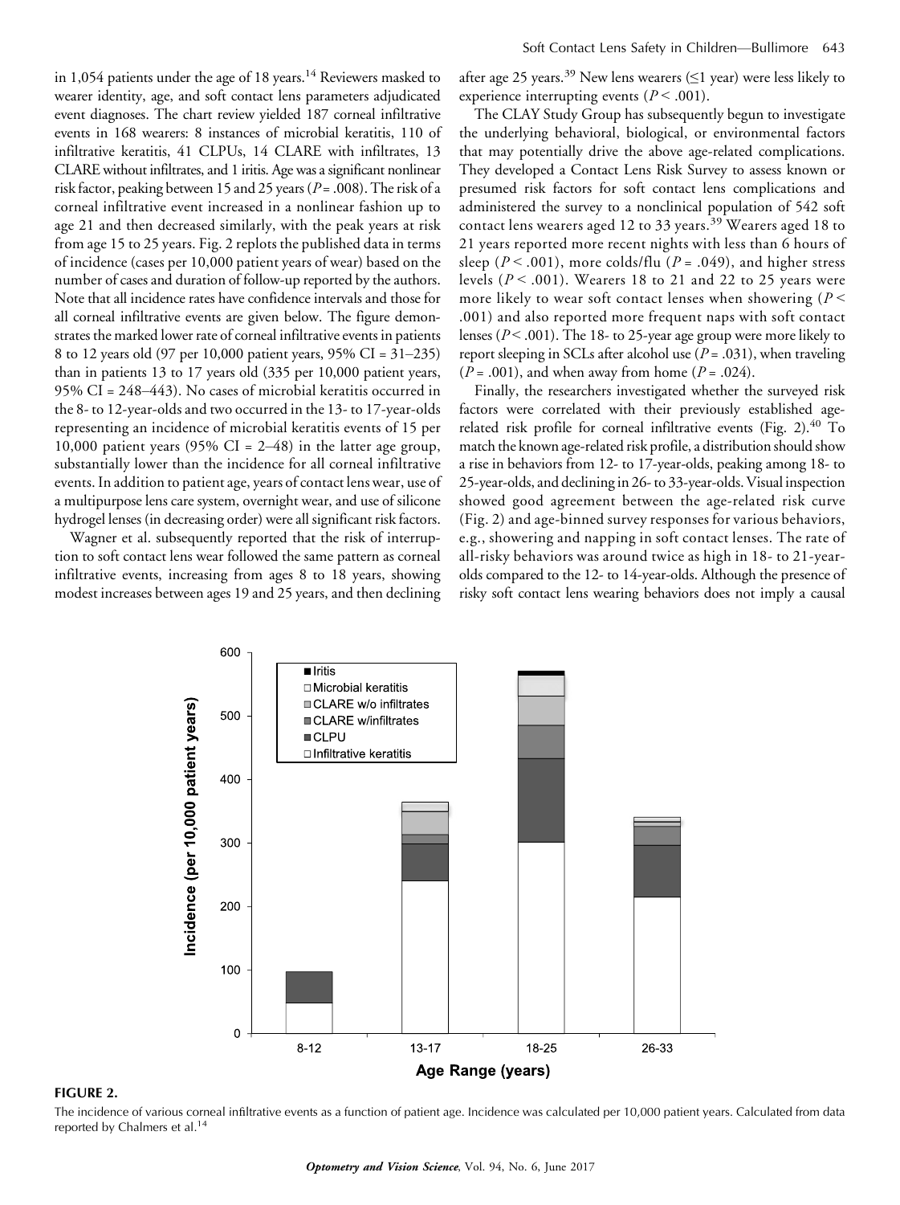in 1,054 patients under the age of 18 years.[14] Reviewers masked to wearer identity, age, and soft contact lens parameters adjudicated event diagnoses. The chart review yielded 187 corneal infiltrative events in 168 wearers: 8 instances of microbial keratitis, 110 of infiltrative keratitis, 41 CLPUs, 14 CLARE with infiltrates, 13 CLARE without infiltrates, and 1 iritis. Age was a significant nonlinear risk factor, peaking between 15 and 25 years ($P = .008$). The risk of a corneal infiltrative event increased in a nonlinear fashion up to age 21 and then decreased similarly, with the peak years at risk from age 15 to 25 years. Fig. 2 replots the published data in terms of incidence (cases per 10,000 patient years of wear) based on the number of cases and duration of follow-up reported by the authors. Note that all incidence rates have confidence intervals and those for all corneal infiltrative events are given below. The figure demonstrates the marked lower rate of corneal infiltrative events in patients 8 to 12 years old (97 per 10,000 patient years, 95% CI = 31–235) than in patients 13 to 17 years old (335 per 10,000 patient years, 95% CI = 248–443). No cases of microbial keratitis occurred in the 8- to 12-year-olds and two occurred in the 13- to 17-year-olds representing an incidence of microbial keratitis events of 15 per 10,000 patient years (95% CI = 2–48) in the latter age group, substantially lower than the incidence for all corneal infiltrative events. In addition to patient age, years of contact lens wear, use of a multipurpose lens care system, overnight wear, and use of silicone hydrogel lenses (in decreasing order) were all significant risk factors.

Wagner et al. subsequently reported that the risk of interruption to soft contact lens wear followed the same pattern as corneal infiltrative events, increasing from ages 8 to 18 years, showing modest increases between ages 19 and 25 years, and then declining after age 25 years.[39] New lens wearers (≤1 year) were less likely to experience interrupting events ($P < .001$).

The CLAY Study Group has subsequently begun to investigate the underlying behavioral, biological, or environmental factors that may potentially drive the above age-related complications. They developed a Contact Lens Risk Survey to assess known or presumed risk factors for soft contact lens complications and administered the survey to a nonclinical population of 542 soft contact lens wearers aged 12 to 33 years.[39] Wearers aged 18 to 21 years reported more recent nights with less than 6 hours of sleep ($P < .001$), more colds/flu ($P = .049$), and higher stress levels ($P < .001$). Wearers 18 to 21 and 22 to 25 years were more likely to wear soft contact lenses when showering ($P < .001$) and also reported more frequent naps with soft contact lenses ($P < .001$). The 18- to 25-year age group were more likely to report sleeping in SCLs after alcohol use ($P = .031$), when traveling ($P = .001$), and when away from home ($P = .024$).

Finally, the researchers investigated whether the surveyed risk factors were correlated with their previously established age-related risk profile for corneal infiltrative events (Fig. 2).[40] To match the known age-related risk profile, a distribution should show a rise in behaviors from 12- to 17-year-olds, peaking among 18- to 25-year-olds, and declining in 26- to 33-year-olds. Visual inspection showed good agreement between the age-related risk curve (Fig. 2) and age-binned survey responses for various behaviors, e.g., showering and napping in soft contact lenses. The rate of all-risky behaviors was around twice as high in 18- to 21-year-olds compared to the 12- to 14-year-olds. Although the presence of risky soft contact lens wearing behaviors does not imply a causal

**FIGURE 2.**

The incidence of various corneal infiltrative events as a function of patient age. Incidence was calculated per 10,000 patient years. Calculated from data reported by Chalmers et al.[14]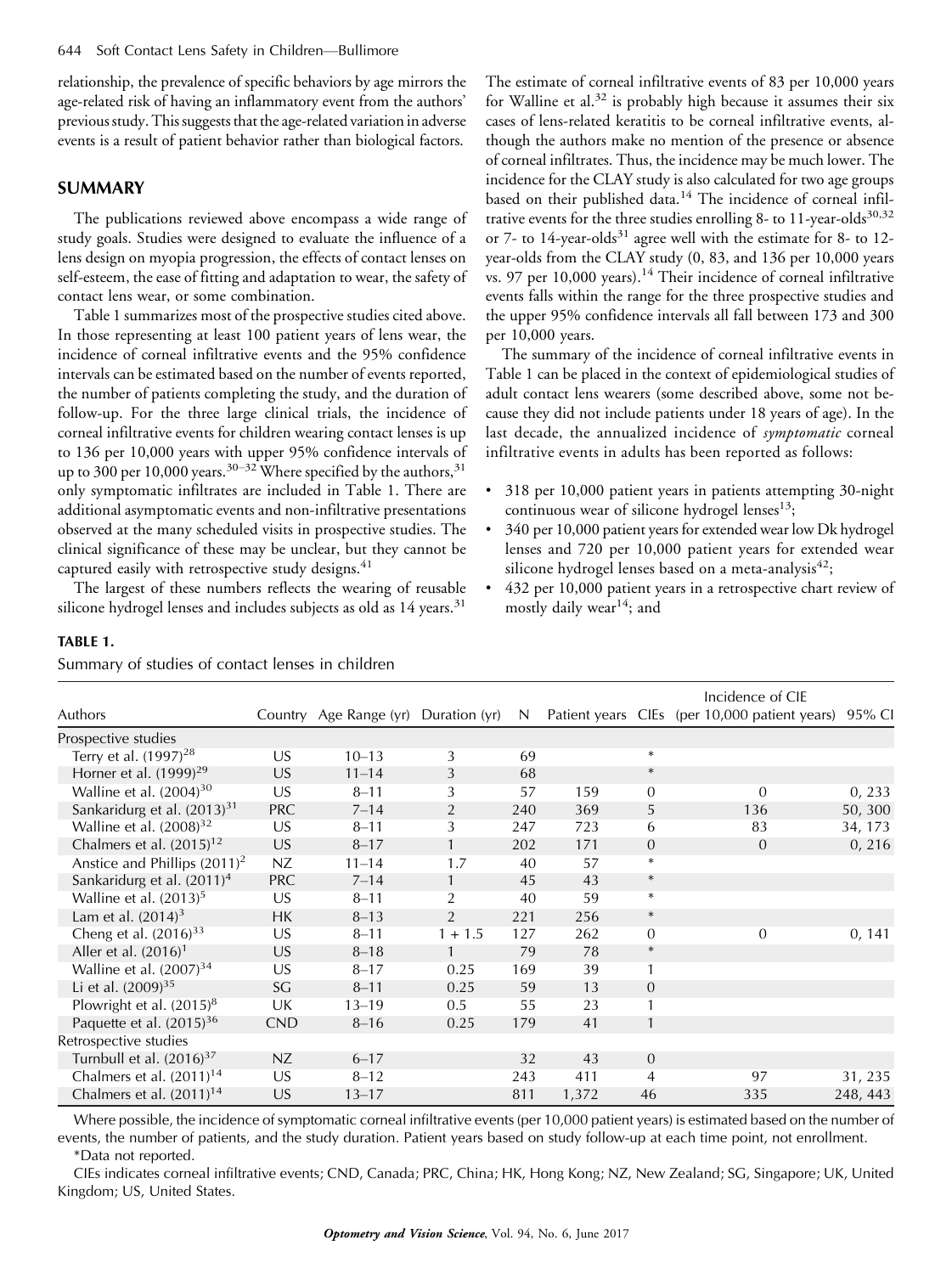relationship, the prevalence of specific behaviors by age mirrors the age-related risk of having an inflammatory event from the authors' previous study. This suggests that the age-related variation in adverse events is a result of patient behavior rather than biological factors.

## SUMMARY

The publications reviewed above encompass a wide range of study goals. Studies were designed to evaluate the influence of a lens design on myopia progression, the effects of contact lenses on self-esteem, the ease of fitting and adaptation to wear, the safety of contact lens wear, or some combination.

Table 1 summarizes most of the prospective studies cited above. In those representing at least 100 patient years of lens wear, the incidence of corneal infiltrative events and the 95% confidence intervals can be estimated based on the number of events reported, the number of patients completing the study, and the duration of follow-up. For the three large clinical trials, the incidence of corneal infiltrative events for children wearing contact lenses is up to 136 per 10,000 years with upper 95% confidence intervals of up to 300 per 10,000 years.[30–32] Where specified by the authors,[31] only symptomatic infiltrates are included in Table 1. There are additional asymptomatic events and non-infiltrative presentations observed at the many scheduled visits in prospective studies. The clinical significance of these may be unclear, but they cannot be captured easily with retrospective study designs.[41]

The largest of these numbers reflects the wearing of reusable silicone hydrogel lenses and includes subjects as old as 14 years.[31] The estimate of corneal infiltrative events of 83 per 10,000 years for Walline et al.[32] is probably high because it assumes their six cases of lens-related keratitis to be corneal infiltrative events, although the authors make no mention of the presence or absence of corneal infiltrates. Thus, the incidence may be much lower. The incidence for the CLAY study is also calculated for two age groups based on their published data.[14] The incidence of corneal infiltrative events for the three studies enrolling 8- to 11-year-olds[30,32] or 7- to 14-year-olds[31] agree well with the estimate for 8- to 12-year-olds from the CLAY study (0, 83, and 136 per 10,000 years vs. 97 per 10,000 years).[14] Their incidence of corneal infiltrative events falls within the range for the three prospective studies and the upper 95% confidence intervals all fall between 173 and 300 per 10,000 years.

The summary of the incidence of corneal infiltrative events in Table 1 can be placed in the context of epidemiological studies of adult contact lens wearers (some described above, some not because they did not include patients under 18 years of age). In the last decade, the annualized incidence of *symptomatic* corneal infiltrative events in adults has been reported as follows:

- 318 per 10,000 patient years in patients attempting 30-night continuous wear of silicone hydrogel lenses[13];
- 340 per 10,000 patient years for extended wear low Dk hydrogel lenses and 720 per 10,000 patient years for extended wear silicone hydrogel lenses based on a meta-analysis[42];
- 432 per 10,000 patient years in a retrospective chart review of mostly daily wear[14]; and

**TABLE 1.**

Summary of studies of contact lenses in children

| Authors | Country | Age Range (yr) | Duration (yr) | N | Patient years | CIEs | Incidence of CIE (per 10,000 patient years) | 95% CI |
|---|---|---|---|---|---|---|---|---|
| Prospective studies | | | | | | | | |
| Terry et al. (1997)[28] | US | 10–13 | 3 | 69 | | * | | |
| Horner et al. (1999)[29] | US | 11–14 | 3 | 68 | | * | | |
| Walline et al. (2004)[30] | US | 8–11 | 3 | 57 | 159 | 0 | 0 | 0, 233 |
| Sankaridurg et al. (2013)[31] | PRC | 7–14 | 2 | 240 | 369 | 5 | 136 | 50, 300 |
| Walline et al. (2008)[32] | US | 8–11 | 3 | 247 | 723 | 6 | 83 | 34, 173 |
| Chalmers et al. (2015)[12] | US | 8–17 | 1 | 202 | 171 | 0 | 0 | 0, 216 |
| Anstice and Phillips (2011)[2] | NZ | 11–14 | 1.7 | 40 | 57 | * | | |
| Sankaridurg et al. (2011)[4] | PRC | 7–14 | 1 | 45 | 43 | * | | |
| Walline et al. (2013)[5] | US | 8–11 | 2 | 40 | 59 | * | | |
| Lam et al. (2014)[3] | HK | 8–13 | 2 | 221 | 256 | * | | |
| Cheng et al. (2016)[33] | US | 8–11 | 1 + 1.5 | 127 | 262 | 0 | 0 | 0, 141 |
| Aller et al. (2016)[1] | US | 8–18 | 1 | 79 | 78 | * | | |
| Walline et al. (2007)[34] | US | 8–17 | 0.25 | 169 | 39 | 1 | | |
| Li et al. (2009)[35] | SG | 8–11 | 0.25 | 59 | 13 | 0 | | |
| Plowright et al. (2015)[8] | UK | 13–19 | 0.5 | 55 | 23 | 1 | | |
| Paquette et al. (2015)[36] | CND | 8–16 | 0.25 | 179 | 41 | 1 | | |
| Retrospective studies | | | | | | | | |
| Turnbull et al. (2016)[37] | NZ | 6–17 | | 32 | 43 | 0 | | |
| Chalmers et al. (2011)[14] | US | 8–12 | | 243 | 411 | 4 | 97 | 31, 235 |
| Chalmers et al. (2011)[14] | US | 13–17 | | 811 | 1,372 | 46 | 335 | 248, 443 |

Where possible, the incidence of symptomatic corneal infiltrative events (per 10,000 patient years) is estimated based on the number of events, the number of patients, and the study duration. Patient years based on study follow-up at each time point, not enrollment.

*Data not reported.

CIEs indicates corneal infiltrative events; CND, Canada; PRC, China; HK, Hong Kong; NZ, New Zealand; SG, Singapore; UK, United Kingdom; US, United States.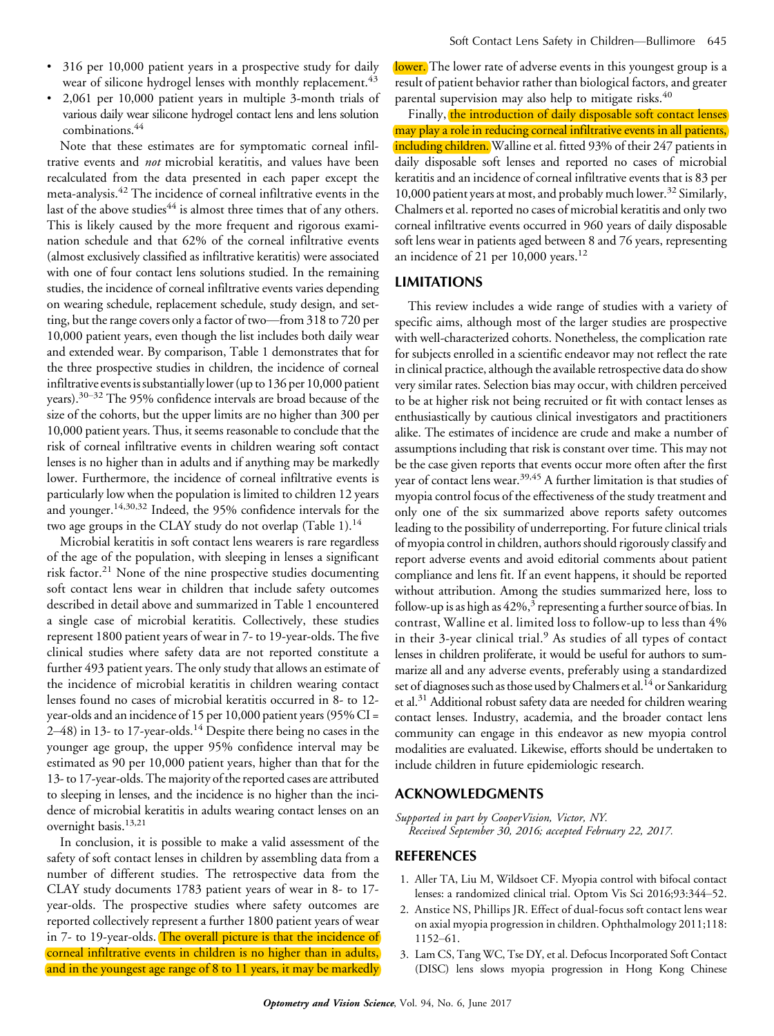- 316 per 10,000 patient years in a prospective study for daily wear of silicone hydrogel lenses with monthly replacement.[43]
- 2,061 per 10,000 patient years in multiple 3-month trials of various daily wear silicone hydrogel contact lens and lens solution combinations.[44]

Note that these estimates are for symptomatic corneal infiltrative events and *not* microbial keratitis, and values have been recalculated from the data presented in each paper except the meta-analysis.[42] The incidence of corneal infiltrative events in the last of the above studies[44] is almost three times that of any others. This is likely caused by the more frequent and rigorous examination schedule and that 62% of the corneal infiltrative events (almost exclusively classified as infiltrative keratitis) were associated with one of four contact lens solutions studied. In the remaining studies, the incidence of corneal infiltrative events varies depending on wearing schedule, replacement schedule, study design, and setting, but the range covers only a factor of two—from 318 to 720 per 10,000 patient years, even though the list includes both daily wear and extended wear. By comparison, Table 1 demonstrates that for the three prospective studies in children, the incidence of corneal infiltrative events is substantially lower (up to 136 per 10,000 patient years).[30–32] The 95% confidence intervals are broad because of the size of the cohorts, but the upper limits are no higher than 300 per 10,000 patient years. Thus, it seems reasonable to conclude that the risk of corneal infiltrative events in children wearing soft contact lenses is no higher than in adults and if anything may be markedly lower. Furthermore, the incidence of corneal infiltrative events is particularly low when the population is limited to children 12 years and younger.[14,30,32] Indeed, the 95% confidence intervals for the two age groups in the CLAY study do not overlap (Table 1).[14]

Microbial keratitis in soft contact lens wearers is rare regardless of the age of the population, with sleeping in lenses a significant risk factor.[21] None of the nine prospective studies documenting soft contact lens wear in children that include safety outcomes described in detail above and summarized in Table 1 encountered a single case of microbial keratitis. Collectively, these studies represent 1800 patient years of wear in 7- to 19-year-olds. The five clinical studies where safety data are not reported constitute a further 493 patient years. The only study that allows an estimate of the incidence of microbial keratitis in children wearing contact lenses found no cases of microbial keratitis occurred in 8- to 12-year-olds and an incidence of 15 per 10,000 patient years (95% CI = 2–48) in 13- to 17-year-olds.[14] Despite there being no cases in the younger age group, the upper 95% confidence interval may be estimated as 90 per 10,000 patient years, higher than that for the 13- to 17-year-olds. The majority of the reported cases are attributed to sleeping in lenses, and the incidence is no higher than the incidence of microbial keratitis in adults wearing contact lenses on an overnight basis.[13,21]

In conclusion, it is possible to make a valid assessment of the safety of soft contact lenses in children by assembling data from a number of different studies. The retrospective data from the CLAY study documents 1783 patient years of wear in 8- to 17-year-olds. The prospective studies where safety outcomes are reported collectively represent a further 1800 patient years of wear in 7- to 19-year-olds. The overall picture is that the incidence of corneal infiltrative events in children is no higher than in adults, and in the youngest age range of 8 to 11 years, it may be markedly lower. The lower rate of adverse events in this youngest group is a result of patient behavior rather than biological factors, and greater parental supervision may also help to mitigate risks.[40]

Finally, the introduction of daily disposable soft contact lenses may play a role in reducing corneal infiltrative events in all patients, including children. Walline et al. fitted 93% of their 247 patients in daily disposable soft lenses and reported no cases of microbial keratitis and an incidence of corneal infiltrative events that is 83 per 10,000 patient years at most, and probably much lower.[32] Similarly, Chalmers et al. reported no cases of microbial keratitis and only two corneal infiltrative events occurred in 960 years of daily disposable soft lens wear in patients aged between 8 and 76 years, representing an incidence of 21 per 10,000 years.[12]

## LIMITATIONS

This review includes a wide range of studies with a variety of specific aims, although most of the larger studies are prospective with well-characterized cohorts. Nonetheless, the complication rate for subjects enrolled in a scientific endeavor may not reflect the rate in clinical practice, although the available retrospective data do show very similar rates. Selection bias may occur, with children perceived to be at higher risk not being recruited or fit with contact lenses as enthusiastically by cautious clinical investigators and practitioners alike. The estimates of incidence are crude and make a number of assumptions including that risk is constant over time. This may not be the case given reports that events occur more often after the first year of contact lens wear.[39,45] A further limitation is that studies of myopia control focus of the effectiveness of the study treatment and only one of the six summarized above reports safety outcomes leading to the possibility of underreporting. For future clinical trials of myopia control in children, authors should rigorously classify and report adverse events and avoid editorial comments about patient compliance and lens fit. If an event happens, it should be reported without attribution. Among the studies summarized here, loss to follow-up is as high as 42%,[3] representing a further source of bias. In contrast, Walline et al. limited loss to follow-up to less than 4% in their 3-year clinical trial.[9] As studies of all types of contact lenses in children proliferate, it would be useful for authors to summarize all and any adverse events, preferably using a standardized set of diagnoses such as those used by Chalmers et al.[14] or Sankaridurg et al.[31] Additional robust safety data are needed for children wearing contact lenses. Industry, academia, and the broader contact lens community can engage in this endeavor as new myopia control modalities are evaluated. Likewise, efforts should be undertaken to include children in future epidemiologic research.

## ACKNOWLEDGMENTS

*Supported in part by CooperVision, Victor, NY.*
*Received September 30, 2016; accepted February 22, 2017.*

## REFERENCES

1. Aller TA, Liu M, Wildsoet CF. Myopia control with bifocal contact lenses: a randomized clinical trial. Optom Vis Sci 2016;93:344–52.
2. Anstice NS, Phillips JR. Effect of dual-focus soft contact lens wear on axial myopia progression in children. Ophthalmology 2011;118:1152–61.
3. Lam CS, Tang WC, Tse DY, et al. Defocus Incorporated Soft Contact (DISC) lens slows myopia progression in Hong Kong Chinese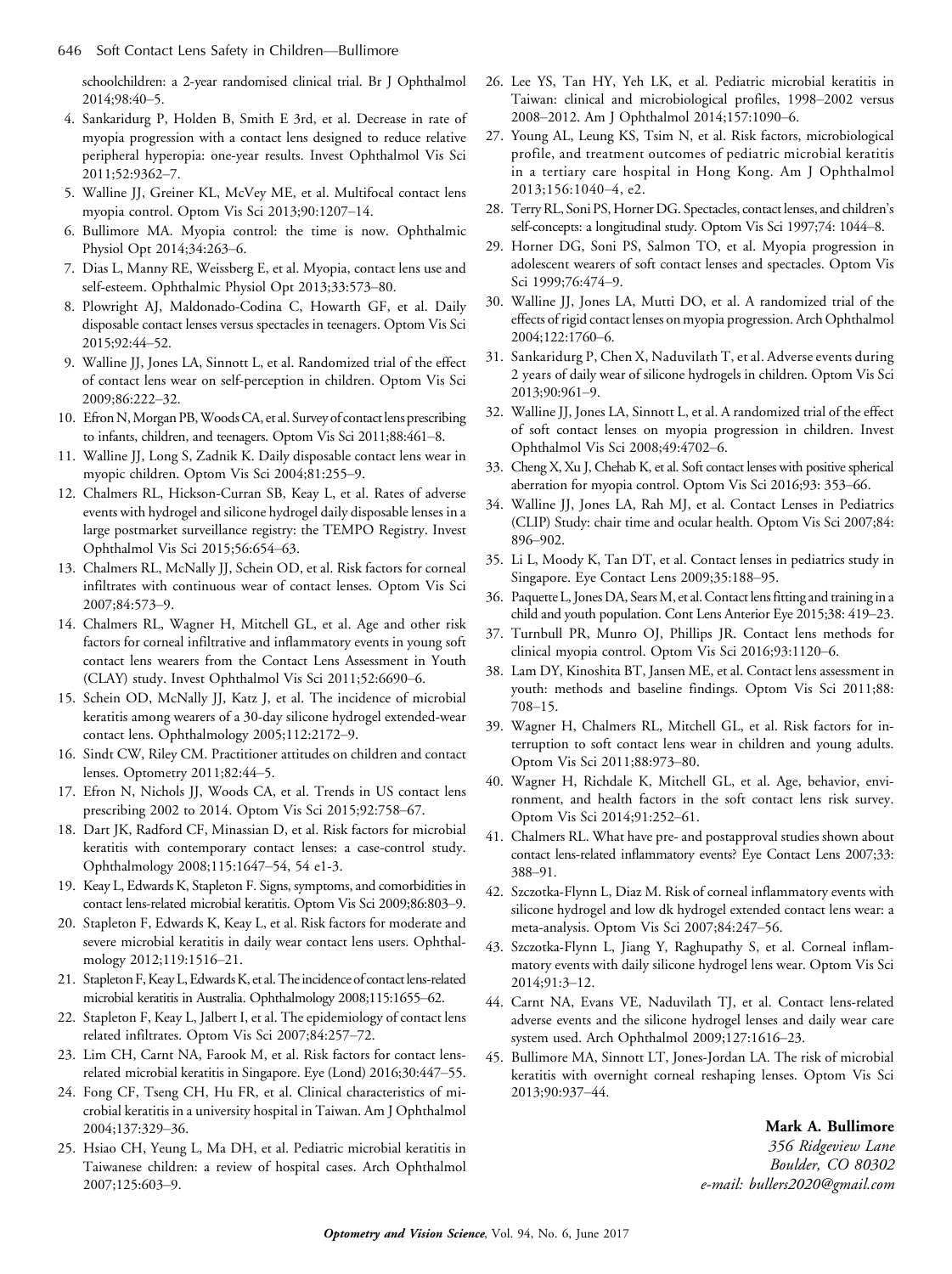schoolchildren: a 2-year randomised clinical trial. Br J Ophthalmol 2014;98:40–5.

4. Sankaridurg P, Holden B, Smith E 3rd, et al. Decrease in rate of myopia progression with a contact lens designed to reduce relative peripheral hyperopia: one-year results. Invest Ophthalmol Vis Sci 2011;52:9362–7.
5. Walline JJ, Greiner KL, McVey ME, et al. Multifocal contact lens myopia control. Optom Vis Sci 2013;90:1207–14.
6. Bullimore MA. Myopia control: the time is now. Ophthalmic Physiol Opt 2014;34:263–6.
7. Dias L, Manny RE, Weissberg E, et al. Myopia, contact lens use and self-esteem. Ophthalmic Physiol Opt 2013;33:573–80.
8. Plowright AJ, Maldonado-Codina C, Howarth GF, et al. Daily disposable contact lenses versus spectacles in teenagers. Optom Vis Sci 2015;92:44–52.
9. Walline JJ, Jones LA, Sinnott L, et al. Randomized trial of the effect of contact lens wear on self-perception in children. Optom Vis Sci 2009;86:222–32.
10. Efron N, Morgan PB, Woods CA, et al. Survey of contact lens prescribing to infants, children, and teenagers. Optom Vis Sci 2011;88:461–8.
11. Walline JJ, Long S, Zadnik K. Daily disposable contact lens wear in myopic children. Optom Vis Sci 2004;81:255–9.
12. Chalmers RL, Hickson-Curran SB, Keay L, et al. Rates of adverse events with hydrogel and silicone hydrogel daily disposable lenses in a large postmarket surveillance registry: the TEMPO Registry. Invest Ophthalmol Vis Sci 2015;56:654–63.
13. Chalmers RL, McNally JJ, Schein OD, et al. Risk factors for corneal infiltrates with continuous wear of contact lenses. Optom Vis Sci 2007;84:573–9.
14. Chalmers RL, Wagner H, Mitchell GL, et al. Age and other risk factors for corneal infiltrative and inflammatory events in young soft contact lens wearers from the Contact Lens Assessment in Youth (CLAY) study. Invest Ophthalmol Vis Sci 2011;52:6690–6.
15. Schein OD, McNally JJ, Katz J, et al. The incidence of microbial keratitis among wearers of a 30-day silicone hydrogel extended-wear contact lens. Ophthalmology 2005;112:2172–9.
16. Sindt CW, Riley CM. Practitioner attitudes on children and contact lenses. Optometry 2011;82:44–5.
17. Efron N, Nichols JJ, Woods CA, et al. Trends in US contact lens prescribing 2002 to 2014. Optom Vis Sci 2015;92:758–67.
18. Dart JK, Radford CF, Minassian D, et al. Risk factors for microbial keratitis with contemporary contact lenses: a case-control study. Ophthalmology 2008;115:1647–54, 54 e1-3.
19. Keay L, Edwards K, Stapleton F. Signs, symptoms, and comorbidities in contact lens-related microbial keratitis. Optom Vis Sci 2009;86:803–9.
20. Stapleton F, Edwards K, Keay L, et al. Risk factors for moderate and severe microbial keratitis in daily wear contact lens users. Ophthalmology 2012;119:1516–21.
21. Stapleton F, Keay L, Edwards K, et al. The incidence of contact lens-related microbial keratitis in Australia. Ophthalmology 2008;115:1655–62.
22. Stapleton F, Keay L, Jalbert I, et al. The epidemiology of contact lens related infiltrates. Optom Vis Sci 2007;84:257–72.
23. Lim CH, Carnt NA, Farook M, et al. Risk factors for contact lens-related microbial keratitis in Singapore. Eye (Lond) 2016;30:447–55.
24. Fong CF, Tseng CH, Hu FR, et al. Clinical characteristics of microbial keratitis in a university hospital in Taiwan. Am J Ophthalmol 2004;137:329–36.
25. Hsiao CH, Yeung L, Ma DH, et al. Pediatric microbial keratitis in Taiwanese children: a review of hospital cases. Arch Ophthalmol 2007;125:603–9.
26. Lee YS, Tan HY, Yeh LK, et al. Pediatric microbial keratitis in Taiwan: clinical and microbiological profiles, 1998–2002 versus 2008–2012. Am J Ophthalmol 2014;157:1090–6.
27. Young AL, Leung KS, Tsim N, et al. Risk factors, microbiological profile, and treatment outcomes of pediatric microbial keratitis in a tertiary care hospital in Hong Kong. Am J Ophthalmol 2013;156:1040–4, e2.
28. Terry RL, Soni PS, Horner DG. Spectacles, contact lenses, and children's self-concepts: a longitudinal study. Optom Vis Sci 1997;74: 1044–8.
29. Horner DG, Soni PS, Salmon TO, et al. Myopia progression in adolescent wearers of soft contact lenses and spectacles. Optom Vis Sci 1999;76:474–9.
30. Walline JJ, Jones LA, Mutti DO, et al. A randomized trial of the effects of rigid contact lenses on myopia progression. Arch Ophthalmol 2004;122:1760–6.
31. Sankaridurg P, Chen X, Naduvilath T, et al. Adverse events during 2 years of daily wear of silicone hydrogels in children. Optom Vis Sci 2013;90:961–9.
32. Walline JJ, Jones LA, Sinnott L, et al. A randomized trial of the effect of soft contact lenses on myopia progression in children. Invest Ophthalmol Vis Sci 2008;49:4702–6.
33. Cheng X, Xu J, Chehab K, et al. Soft contact lenses with positive spherical aberration for myopia control. Optom Vis Sci 2016;93: 353–66.
34. Walline JJ, Jones LA, Rah MJ, et al. Contact Lenses in Pediatrics (CLIP) Study: chair time and ocular health. Optom Vis Sci 2007;84: 896–902.
35. Li L, Moody K, Tan DT, et al. Contact lenses in pediatrics study in Singapore. Eye Contact Lens 2009;35:188–95.
36. Paquette L, Jones DA, Sears M, et al. Contact lens fitting and training in a child and youth population. Cont Lens Anterior Eye 2015;38: 419–23.
37. Turnbull PR, Munro OJ, Phillips JR. Contact lens methods for clinical myopia control. Optom Vis Sci 2016;93:1120–6.
38. Lam DY, Kinoshita BT, Jansen ME, et al. Contact lens assessment in youth: methods and baseline findings. Optom Vis Sci 2011;88: 708–15.
39. Wagner H, Chalmers RL, Mitchell GL, et al. Risk factors for interruption to soft contact lens wear in children and young adults. Optom Vis Sci 2011;88:973–80.
40. Wagner H, Richdale K, Mitchell GL, et al. Age, behavior, environment, and health factors in the soft contact lens risk survey. Optom Vis Sci 2014;91:252–61.
41. Chalmers RL. What have pre- and postapproval studies shown about contact lens-related inflammatory events? Eye Contact Lens 2007;33: 388–91.
42. Szczotka-Flynn L, Diaz M. Risk of corneal inflammatory events with silicone hydrogel and low dk hydrogel extended contact lens wear: a meta-analysis. Optom Vis Sci 2007;84:247–56.
43. Szczotka-Flynn L, Jiang Y, Raghupathy S, et al. Corneal inflammatory events with daily silicone hydrogel lens wear. Optom Vis Sci 2014;91:3–12.
44. Carnt NA, Evans VE, Naduvilath TJ, et al. Contact lens-related adverse events and the silicone hydrogel lenses and daily wear care system used. Arch Ophthalmol 2009;127:1616–23.
45. Bullimore MA, Sinnott LT, Jones-Jordan LA. The risk of microbial keratitis with overnight corneal reshaping lenses. Optom Vis Sci 2013;90:937–44.

**Mark A. Bullimore**
*356 Ridgeview Lane*
*Boulder, CO 80302*
*e-mail: bullers2020@gmail.com*